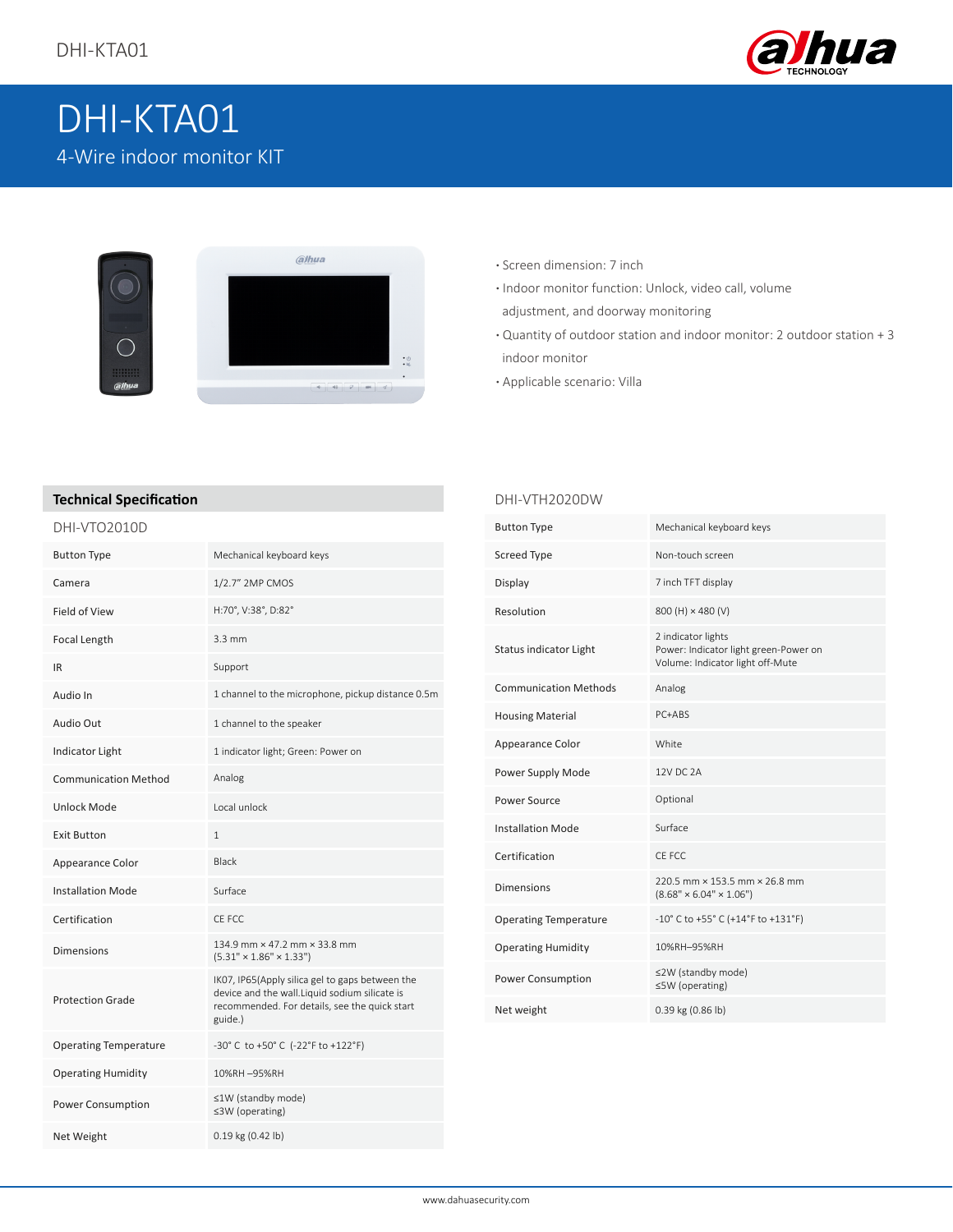# DHI-KTA01

4-Wire indoor monitor KIT

- Screen dimension: 7 inch
- Indoor monitor function: Unlock, video call, volume adjustment, and doorway monitoring
- Quantity of outdoor station and indoor monitor: 2 outdoor station + 3 indoor monitor
- Applicable scenario: Villa

## Technical Specification

### DHI-VTO2010D

| | |
|---|---|
| Button Type | Mechanical keyboard keys |
| Camera | 1/2.7" 2MP CMOS |
| Field of View | H:70°, V:38°, D:82° |
| Focal Length | 3.3 mm |
| IR | Support |
| Audio In | 1 channel to the microphone, pickup distance 0.5m |
| Audio Out | 1 channel to the speaker |
| Indicator Light | 1 indicator light; Green: Power on |
| Communication Method | Analog |
| Unlock Mode | Local unlock |
| Exit Button | 1 |
| Appearance Color | Black |
| Installation Mode | Surface |
| Certification | CE FCC |
| Dimensions | 134.9 mm × 47.2 mm × 33.8 mm (5.31" × 1.86" × 1.33") |
| Protection Grade | IK07, IP65(Apply silica gel to gaps between the device and the wall.Liquid sodium silicate is recommended. For details, see the quick start guide.) |
| Operating Temperature | -30° C to +50° C (-22°F to +122°F) |
| Operating Humidity | 10%RH –95%RH |
| Power Consumption | ≤1W (standby mode) ≤3W (operating) |
| Net Weight | 0.19 kg (0.42 lb) |

### DHI-VTH2020DW

| | |
|---|---|
| Button Type | Mechanical keyboard keys |
| Screed Type | Non-touch screen |
| Display | 7 inch TFT display |
| Resolution | 800 (H) × 480 (V) |
| Status indicator Light | 2 indicator lights Power: Indicator light green-Power on Volume: Indicator light off-Mute |
| Communication Methods | Analog |
| Housing Material | PC+ABS |
| Appearance Color | White |
| Power Supply Mode | 12V DC 2A |
| Power Source | Optional |
| Installation Mode | Surface |
| Certification | CE FCC |
| Dimensions | 220.5 mm × 153.5 mm × 26.8 mm (8.68" × 6.04" × 1.06") |
| Operating Temperature | -10° C to +55° C (+14°F to +131°F) |
| Operating Humidity | 10%RH–95%RH |
| Power Consumption | ≤2W (standby mode) ≤5W (operating) |
| Net weight | 0.39 kg (0.86 lb) |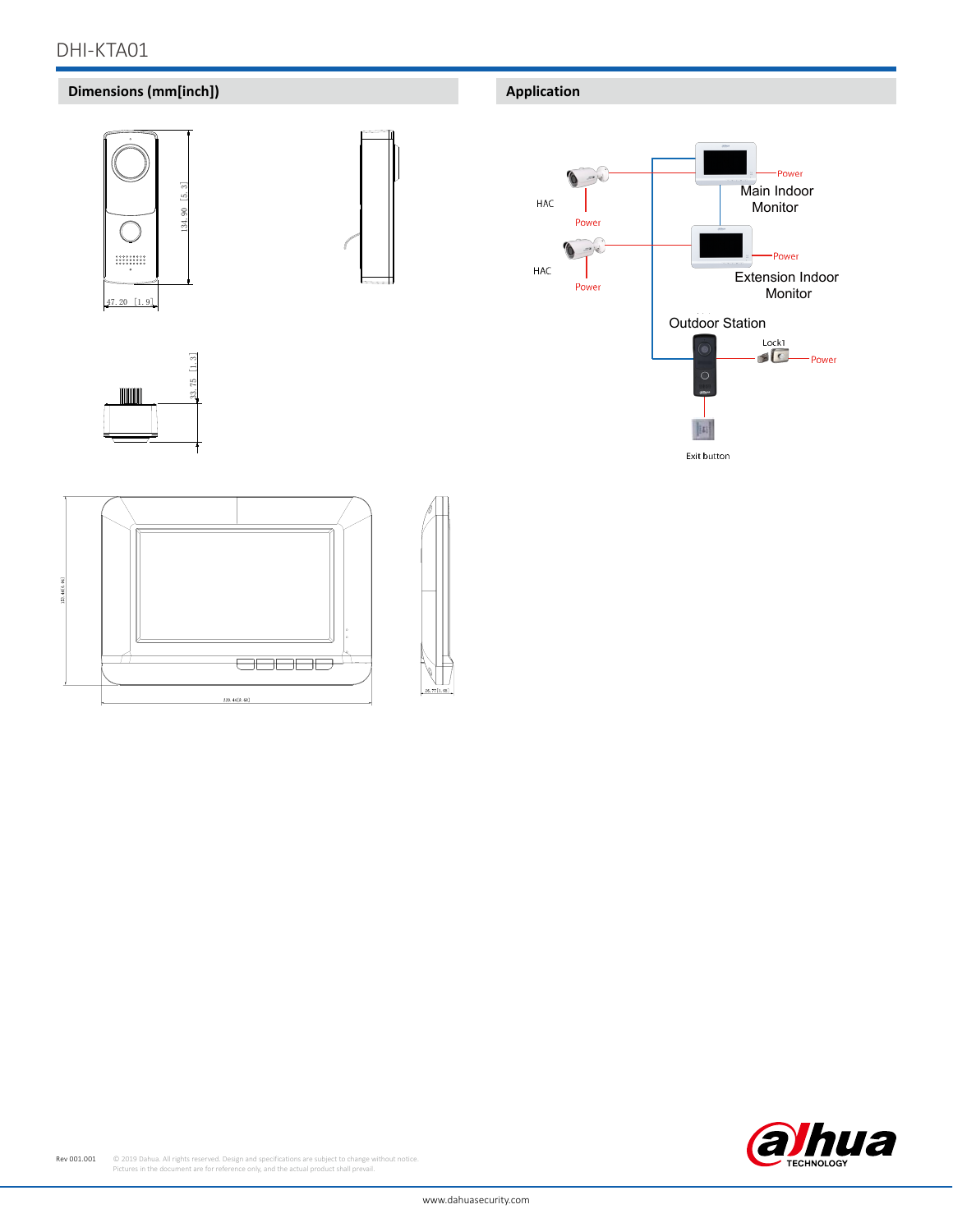## Dimensions (mm[inch])

134.90 [5.3]

47.20 [1.9]

33.75 [1.3]

## Application

HAC

Power

HAC

Power

Power

Main Indoor Monitor

Power

Extension Indoor Monitor

Outdoor Station

Lock1

Power

Exit button

Rev 001.001

© 2019 Dahua. All rights reserved. Design and specifications are subject to change without notice.
Pictures in the document are for reference only, and the actual product shall prevail.

www.dahuasecurity.com